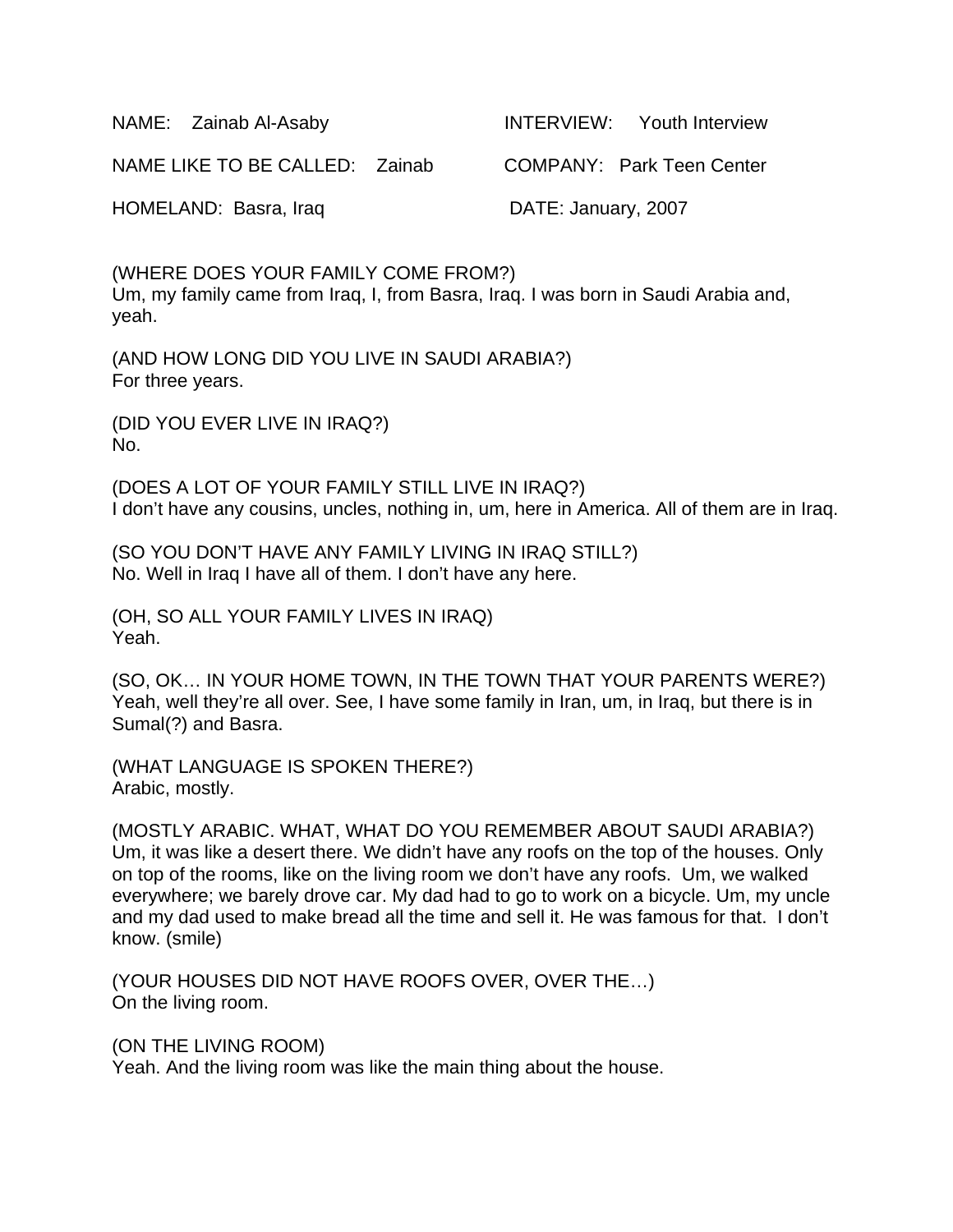NAME: Zainab Al-Asaby

INTERVIEW: Youth Interview

NAME LIKE TO BE CALLED: Zainab

COMPANY: Park Teen Center

HOMELAND: Basra, Iraq

DATE: January, 2007

(WHERE DOES YOUR FAMILY COME FROM?)
Um, my family came from Iraq, I, from Basra, Iraq. I was born in Saudi Arabia and, yeah.

(AND HOW LONG DID YOU LIVE IN SAUDI ARABIA?)
For three years.

(DID YOU EVER LIVE IN IRAQ?)
No.

(DOES A LOT OF YOUR FAMILY STILL LIVE IN IRAQ?)
I don't have any cousins, uncles, nothing in, um, here in America. All of them are in Iraq.

(SO YOU DON'T HAVE ANY FAMILY LIVING IN IRAQ STILL?)
No. Well in Iraq I have all of them. I don't have any here.

(OH, SO ALL YOUR FAMILY LIVES IN IRAQ)
Yeah.

(SO, OK… IN YOUR HOME TOWN, IN THE TOWN THAT YOUR PARENTS WERE?)
Yeah, well they're all over. See, I have some family in Iran, um, in Iraq, but there is in Sumal(?) and Basra.

(WHAT LANGUAGE IS SPOKEN THERE?)
Arabic, mostly.

(MOSTLY ARABIC. WHAT, WHAT DO YOU REMEMBER ABOUT SAUDI ARABIA?)
Um, it was like a desert there. We didn't have any roofs on the top of the houses. Only on top of the rooms, like on the living room we don't have any roofs. Um, we walked everywhere; we barely drove car. My dad had to go to work on a bicycle. Um, my uncle and my dad used to make bread all the time and sell it. He was famous for that. I don't know. (smile)

(YOUR HOUSES DID NOT HAVE ROOFS OVER, OVER THE…)
On the living room.

(ON THE LIVING ROOM)
Yeah. And the living room was like the main thing about the house.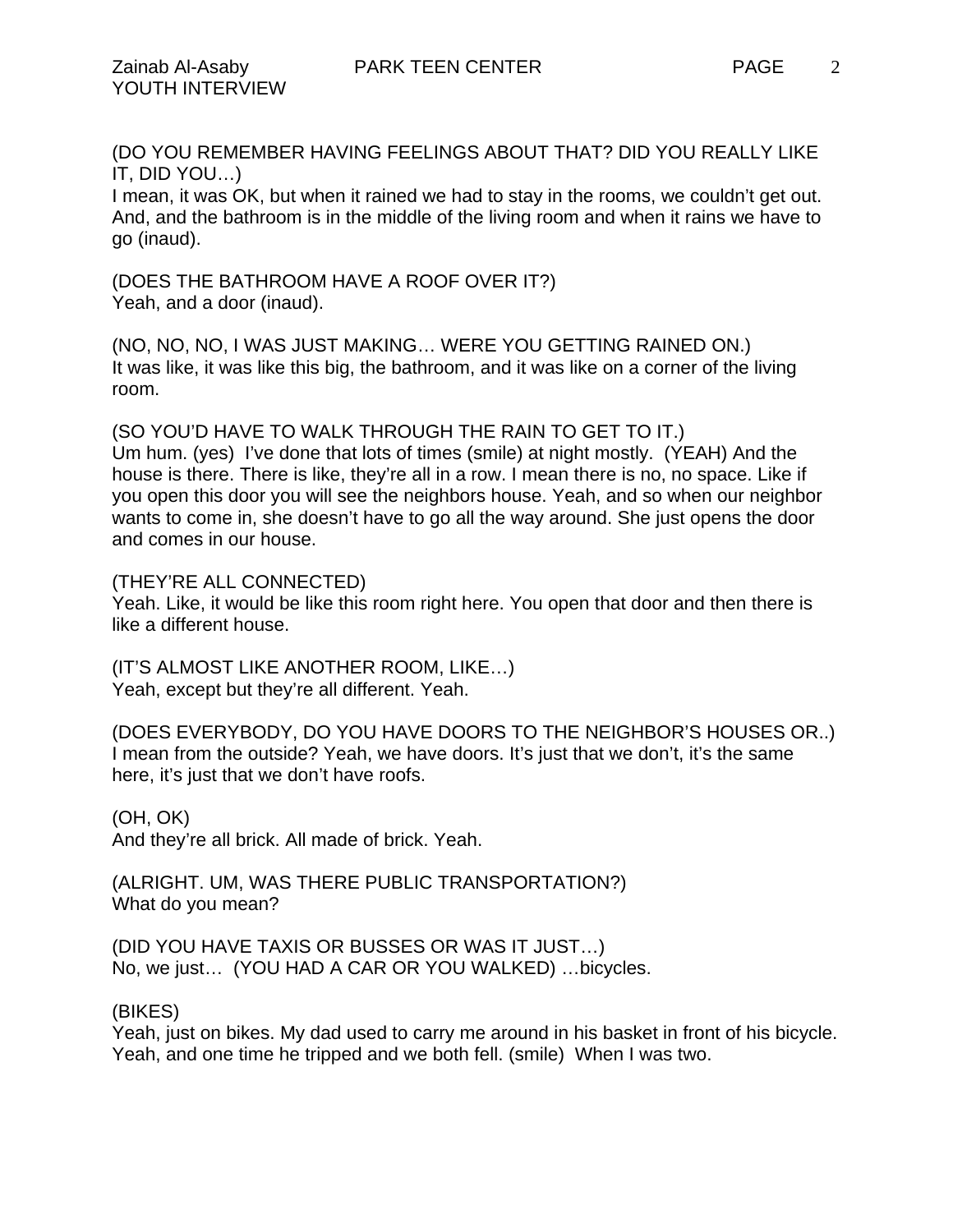(DO YOU REMEMBER HAVING FEELINGS ABOUT THAT? DID YOU REALLY LIKE IT, DID YOU…)
I mean, it was OK, but when it rained we had to stay in the rooms, we couldn't get out. And, and the bathroom is in the middle of the living room and when it rains we have to go (inaud).

(DOES THE BATHROOM HAVE A ROOF OVER IT?)
Yeah, and a door (inaud).

(NO, NO, NO, I WAS JUST MAKING… WERE YOU GETTING RAINED ON.)
It was like, it was like this big, the bathroom, and it was like on a corner of the living room.

(SO YOU'D HAVE TO WALK THROUGH THE RAIN TO GET TO IT.)
Um hum. (yes) I've done that lots of times (smile) at night mostly. (YEAH) And the house is there. There is like, they're all in a row. I mean there is no, no space. Like if you open this door you will see the neighbors house. Yeah, and so when our neighbor wants to come in, she doesn't have to go all the way around. She just opens the door and comes in our house.

(THEY'RE ALL CONNECTED)
Yeah. Like, it would be like this room right here. You open that door and then there is like a different house.

(IT'S ALMOST LIKE ANOTHER ROOM, LIKE…)
Yeah, except but they're all different. Yeah.

(DOES EVERYBODY, DO YOU HAVE DOORS TO THE NEIGHBOR'S HOUSES OR..)
I mean from the outside? Yeah, we have doors. It's just that we don't, it's the same here, it's just that we don't have roofs.

(OH, OK)
And they're all brick. All made of brick. Yeah.

(ALRIGHT. UM, WAS THERE PUBLIC TRANSPORTATION?)
What do you mean?

(DID YOU HAVE TAXIS OR BUSSES OR WAS IT JUST…)
No, we just… (YOU HAD A CAR OR YOU WALKED) …bicycles.

(BIKES)
Yeah, just on bikes. My dad used to carry me around in his basket in front of his bicycle. Yeah, and one time he tripped and we both fell. (smile) When I was two.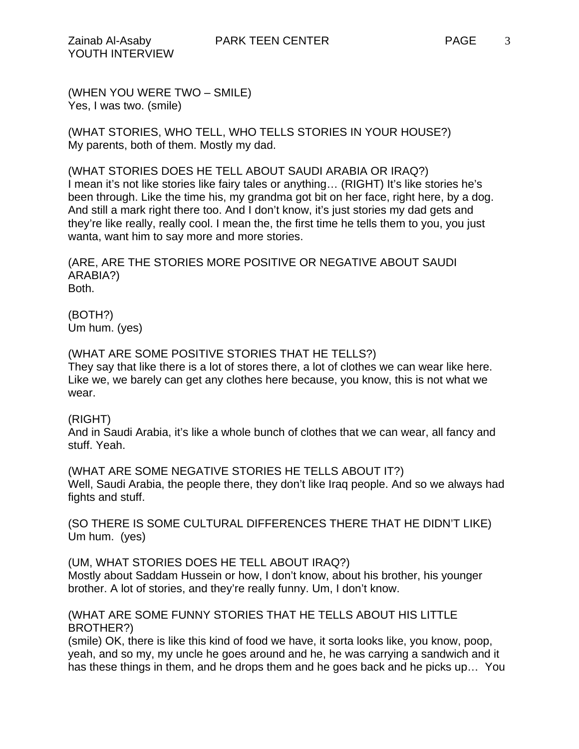(WHEN YOU WERE TWO – SMILE)
Yes, I was two. (smile)

(WHAT STORIES, WHO TELL, WHO TELLS STORIES IN YOUR HOUSE?)
My parents, both of them. Mostly my dad.

(WHAT STORIES DOES HE TELL ABOUT SAUDI ARABIA OR IRAQ?)
I mean it's not like stories like fairy tales or anything… (RIGHT) It's like stories he's been through. Like the time his, my grandma got bit on her face, right here, by a dog. And still a mark right there too. And I don't know, it's just stories my dad gets and they're like really, really cool. I mean the, the first time he tells them to you, you just wanta, want him to say more and more stories.

(ARE, ARE THE STORIES MORE POSITIVE OR NEGATIVE ABOUT SAUDI ARABIA?)
Both.

(BOTH?)
Um hum. (yes)

(WHAT ARE SOME POSITIVE STORIES THAT HE TELLS?)
They say that like there is a lot of stores there, a lot of clothes we can wear like here. Like we, we barely can get any clothes here because, you know, this is not what we wear.

(RIGHT)
And in Saudi Arabia, it's like a whole bunch of clothes that we can wear, all fancy and stuff. Yeah.

(WHAT ARE SOME NEGATIVE STORIES HE TELLS ABOUT IT?)
Well, Saudi Arabia, the people there, they don't like Iraq people. And so we always had fights and stuff.

(SO THERE IS SOME CULTURAL DIFFERENCES THERE THAT HE DIDN'T LIKE)
Um hum. (yes)

(UM, WHAT STORIES DOES HE TELL ABOUT IRAQ?)
Mostly about Saddam Hussein or how, I don't know, about his brother, his younger brother. A lot of stories, and they're really funny. Um, I don't know.

(WHAT ARE SOME FUNNY STORIES THAT HE TELLS ABOUT HIS LITTLE BROTHER?)
(smile) OK, there is like this kind of food we have, it sorta looks like, you know, poop, yeah, and so my, my uncle he goes around and he, he was carrying a sandwich and it has these things in them, and he drops them and he goes back and he picks up… You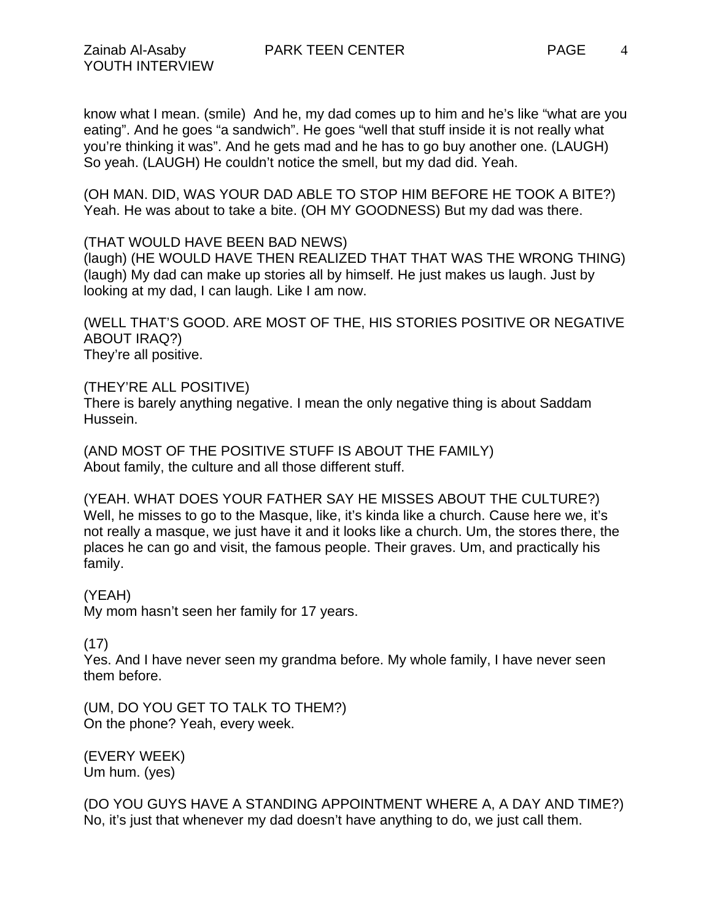know what I mean. (smile) And he, my dad comes up to him and he's like "what are you eating". And he goes "a sandwich". He goes "well that stuff inside it is not really what you're thinking it was". And he gets mad and he has to go buy another one. (LAUGH) So yeah. (LAUGH) He couldn't notice the smell, but my dad did. Yeah.

(OH MAN. DID, WAS YOUR DAD ABLE TO STOP HIM BEFORE HE TOOK A BITE?)
Yeah. He was about to take a bite. (OH MY GOODNESS) But my dad was there.

(THAT WOULD HAVE BEEN BAD NEWS)
(laugh) (HE WOULD HAVE THEN REALIZED THAT THAT WAS THE WRONG THING) (laugh) My dad can make up stories all by himself. He just makes us laugh. Just by looking at my dad, I can laugh. Like I am now.

(WELL THAT'S GOOD. ARE MOST OF THE, HIS STORIES POSITIVE OR NEGATIVE ABOUT IRAQ?)
They're all positive.

(THEY'RE ALL POSITIVE)
There is barely anything negative. I mean the only negative thing is about Saddam Hussein.

(AND MOST OF THE POSITIVE STUFF IS ABOUT THE FAMILY)
About family, the culture and all those different stuff.

(YEAH. WHAT DOES YOUR FATHER SAY HE MISSES ABOUT THE CULTURE?)
Well, he misses to go to the Masque, like, it's kinda like a church. Cause here we, it's not really a masque, we just have it and it looks like a church. Um, the stores there, the places he can go and visit, the famous people. Their graves. Um, and practically his family.

(YEAH)
My mom hasn't seen her family for 17 years.

(17)
Yes. And I have never seen my grandma before. My whole family, I have never seen them before.

(UM, DO YOU GET TO TALK TO THEM?)
On the phone? Yeah, every week.

(EVERY WEEK)
Um hum. (yes)

(DO YOU GUYS HAVE A STANDING APPOINTMENT WHERE A, A DAY AND TIME?)
No, it's just that whenever my dad doesn't have anything to do, we just call them.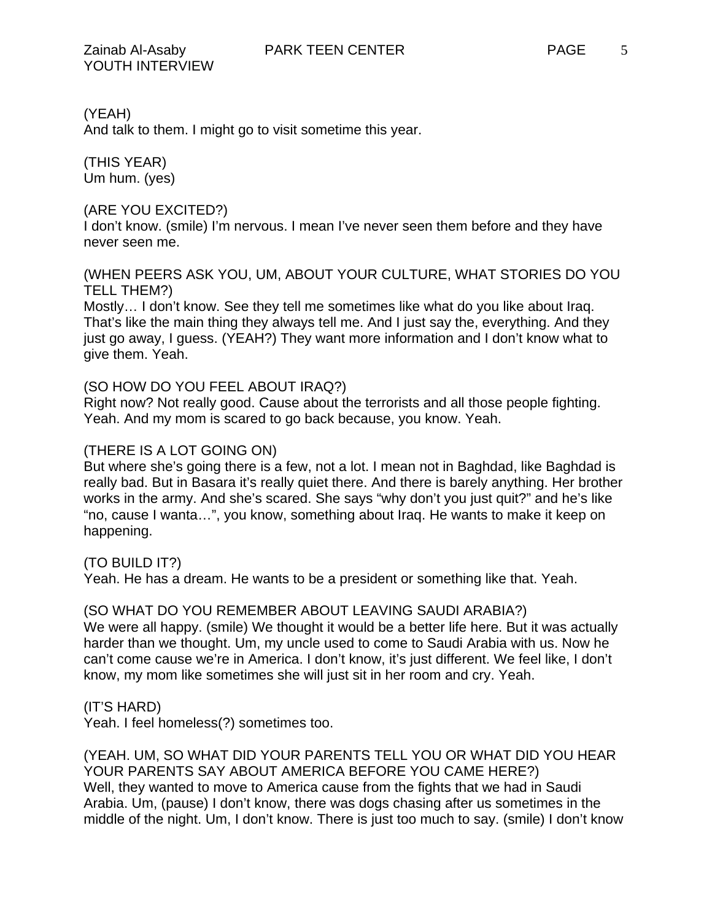(YEAH)
And talk to them. I might go to visit sometime this year.

(THIS YEAR)
Um hum. (yes)

(ARE YOU EXCITED?)
I don't know. (smile) I'm nervous. I mean I've never seen them before and they have never seen me.

(WHEN PEERS ASK YOU, UM, ABOUT YOUR CULTURE, WHAT STORIES DO YOU TELL THEM?)
Mostly… I don't know. See they tell me sometimes like what do you like about Iraq. That's like the main thing they always tell me. And I just say the, everything. And they just go away, I guess. (YEAH?) They want more information and I don't know what to give them. Yeah.

(SO HOW DO YOU FEEL ABOUT IRAQ?)
Right now? Not really good. Cause about the terrorists and all those people fighting. Yeah. And my mom is scared to go back because, you know. Yeah.

(THERE IS A LOT GOING ON)
But where she's going there is a few, not a lot. I mean not in Baghdad, like Baghdad is really bad. But in Basara it's really quiet there. And there is barely anything. Her brother works in the army. And she's scared. She says "why don't you just quit?" and he's like "no, cause I wanta…", you know, something about Iraq. He wants to make it keep on happening.

(TO BUILD IT?)
Yeah. He has a dream. He wants to be a president or something like that. Yeah.

(SO WHAT DO YOU REMEMBER ABOUT LEAVING SAUDI ARABIA?)
We were all happy. (smile) We thought it would be a better life here. But it was actually harder than we thought. Um, my uncle used to come to Saudi Arabia with us. Now he can't come cause we're in America. I don't know, it's just different. We feel like, I don't know, my mom like sometimes she will just sit in her room and cry. Yeah.

(IT'S HARD)
Yeah. I feel homeless(?) sometimes too.

(YEAH. UM, SO WHAT DID YOUR PARENTS TELL YOU OR WHAT DID YOU HEAR YOUR PARENTS SAY ABOUT AMERICA BEFORE YOU CAME HERE?)
Well, they wanted to move to America cause from the fights that we had in Saudi Arabia. Um, (pause) I don't know, there was dogs chasing after us sometimes in the middle of the night. Um, I don't know. There is just too much to say. (smile) I don't know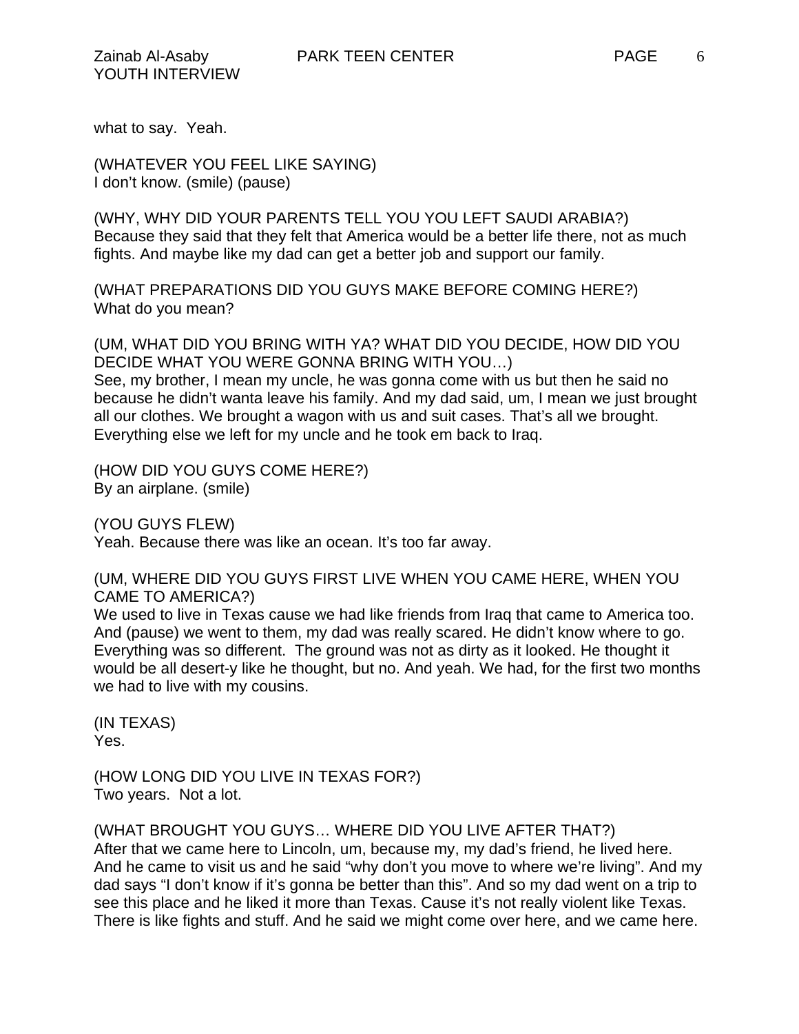what to say. Yeah.

(WHATEVER YOU FEEL LIKE SAYING)
I don't know. (smile) (pause)

(WHY, WHY DID YOUR PARENTS TELL YOU YOU LEFT SAUDI ARABIA?)
Because they said that they felt that America would be a better life there, not as much fights. And maybe like my dad can get a better job and support our family.

(WHAT PREPARATIONS DID YOU GUYS MAKE BEFORE COMING HERE?)
What do you mean?

(UM, WHAT DID YOU BRING WITH YA? WHAT DID YOU DECIDE, HOW DID YOU DECIDE WHAT YOU WERE GONNA BRING WITH YOU…)
See, my brother, I mean my uncle, he was gonna come with us but then he said no because he didn't wanta leave his family. And my dad said, um, I mean we just brought all our clothes. We brought a wagon with us and suit cases. That's all we brought. Everything else we left for my uncle and he took em back to Iraq.

(HOW DID YOU GUYS COME HERE?)
By an airplane. (smile)

(YOU GUYS FLEW)
Yeah. Because there was like an ocean. It's too far away.

(UM, WHERE DID YOU GUYS FIRST LIVE WHEN YOU CAME HERE, WHEN YOU CAME TO AMERICA?)
We used to live in Texas cause we had like friends from Iraq that came to America too. And (pause) we went to them, my dad was really scared. He didn't know where to go. Everything was so different. The ground was not as dirty as it looked. He thought it would be all desert-y like he thought, but no. And yeah. We had, for the first two months we had to live with my cousins.

(IN TEXAS)
Yes.

(HOW LONG DID YOU LIVE IN TEXAS FOR?)
Two years. Not a lot.

(WHAT BROUGHT YOU GUYS… WHERE DID YOU LIVE AFTER THAT?)
After that we came here to Lincoln, um, because my, my dad's friend, he lived here. And he came to visit us and he said "why don't you move to where we're living". And my dad says "I don't know if it's gonna be better than this". And so my dad went on a trip to see this place and he liked it more than Texas. Cause it's not really violent like Texas. There is like fights and stuff. And he said we might come over here, and we came here.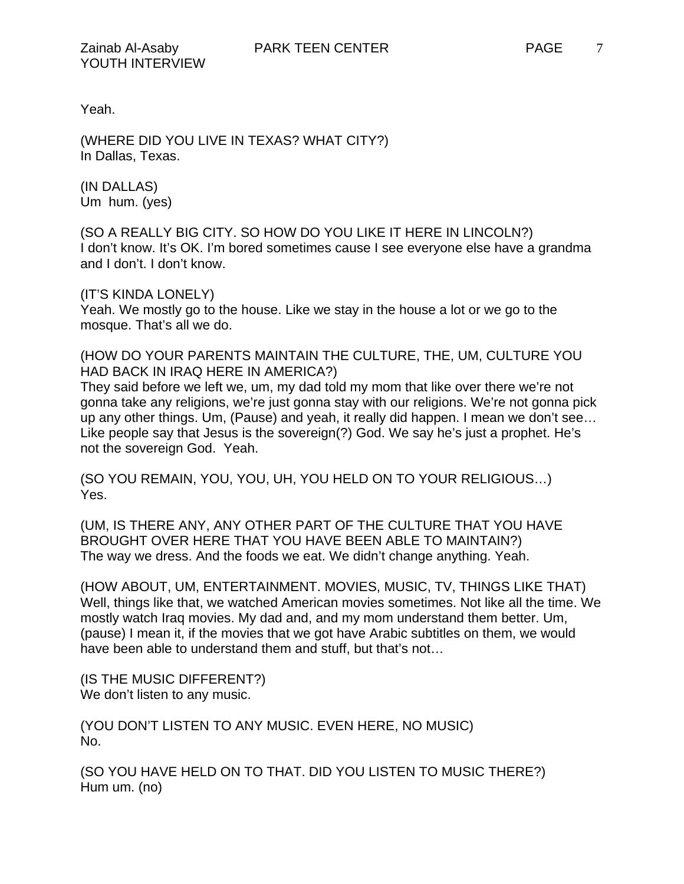Yeah.

(WHERE DID YOU LIVE IN TEXAS? WHAT CITY?)
In Dallas, Texas.

(IN DALLAS)
Um hum. (yes)

(SO A REALLY BIG CITY. SO HOW DO YOU LIKE IT HERE IN LINCOLN?)
I don't know. It's OK. I'm bored sometimes cause I see everyone else have a grandma and I don't. I don't know.

(IT'S KINDA LONELY)
Yeah. We mostly go to the house. Like we stay in the house a lot or we go to the mosque. That's all we do.

(HOW DO YOUR PARENTS MAINTAIN THE CULTURE, THE, UM, CULTURE YOU HAD BACK IN IRAQ HERE IN AMERICA?)
They said before we left we, um, my dad told my mom that like over there we're not gonna take any religions, we're just gonna stay with our religions. We're not gonna pick up any other things. Um, (Pause) and yeah, it really did happen. I mean we don't see… Like people say that Jesus is the sovereign(?) God. We say he's just a prophet. He's not the sovereign God. Yeah.

(SO YOU REMAIN, YOU, YOU, UH, YOU HELD ON TO YOUR RELIGIOUS…)
Yes.

(UM, IS THERE ANY, ANY OTHER PART OF THE CULTURE THAT YOU HAVE BROUGHT OVER HERE THAT YOU HAVE BEEN ABLE TO MAINTAIN?)
The way we dress. And the foods we eat. We didn't change anything. Yeah.

(HOW ABOUT, UM, ENTERTAINMENT. MOVIES, MUSIC, TV, THINGS LIKE THAT)
Well, things like that, we watched American movies sometimes. Not like all the time. We mostly watch Iraq movies. My dad and, and my mom understand them better. Um, (pause) I mean it, if the movies that we got have Arabic subtitles on them, we would have been able to understand them and stuff, but that's not…

(IS THE MUSIC DIFFERENT?)
We don't listen to any music.

(YOU DON'T LISTEN TO ANY MUSIC. EVEN HERE, NO MUSIC)
No.

(SO YOU HAVE HELD ON TO THAT. DID YOU LISTEN TO MUSIC THERE?)
Hum um. (no)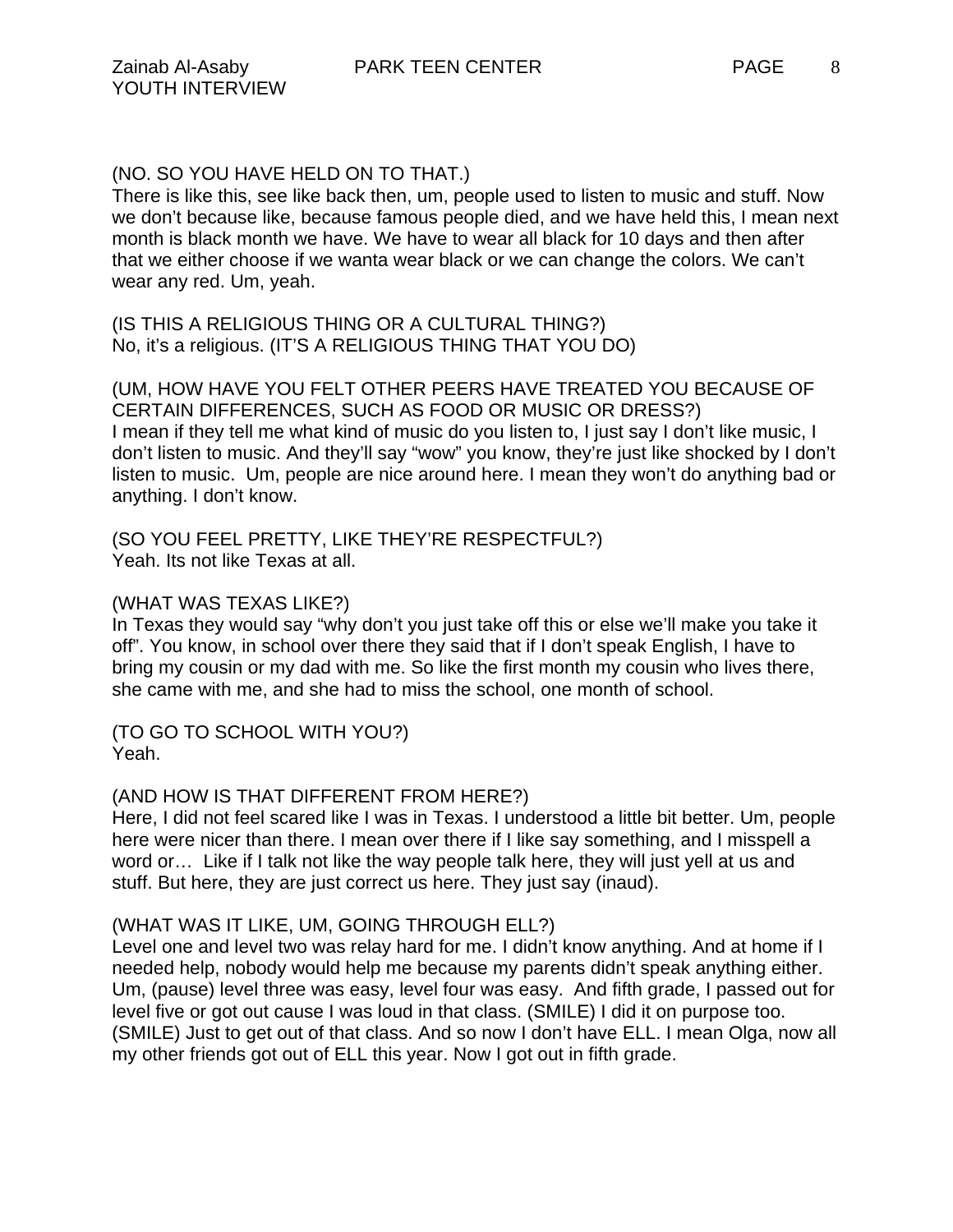(NO. SO YOU HAVE HELD ON TO THAT.)
There is like this, see like back then, um, people used to listen to music and stuff. Now we don't because like, because famous people died, and we have held this, I mean next month is black month we have. We have to wear all black for 10 days and then after that we either choose if we wanta wear black or we can change the colors. We can't wear any red. Um, yeah.

(IS THIS A RELIGIOUS THING OR A CULTURAL THING?)
No, it's a religious. (IT'S A RELIGIOUS THING THAT YOU DO)

(UM, HOW HAVE YOU FELT OTHER PEERS HAVE TREATED YOU BECAUSE OF CERTAIN DIFFERENCES, SUCH AS FOOD OR MUSIC OR DRESS?)
I mean if they tell me what kind of music do you listen to, I just say I don't like music, I don't listen to music. And they'll say "wow" you know, they're just like shocked by I don't listen to music. Um, people are nice around here. I mean they won't do anything bad or anything. I don't know.

(SO YOU FEEL PRETTY, LIKE THEY'RE RESPECTFUL?)
Yeah. Its not like Texas at all.

(WHAT WAS TEXAS LIKE?)
In Texas they would say "why don't you just take off this or else we'll make you take it off". You know, in school over there they said that if I don't speak English, I have to bring my cousin or my dad with me. So like the first month my cousin who lives there, she came with me, and she had to miss the school, one month of school.

(TO GO TO SCHOOL WITH YOU?)
Yeah.

(AND HOW IS THAT DIFFERENT FROM HERE?)
Here, I did not feel scared like I was in Texas. I understood a little bit better. Um, people here were nicer than there. I mean over there if I like say something, and I misspell a word or… Like if I talk not like the way people talk here, they will just yell at us and stuff. But here, they are just correct us here. They just say (inaud).

(WHAT WAS IT LIKE, UM, GOING THROUGH ELL?)
Level one and level two was relay hard for me. I didn't know anything. And at home if I needed help, nobody would help me because my parents didn't speak anything either. Um, (pause) level three was easy, level four was easy. And fifth grade, I passed out for level five or got out cause I was loud in that class. (SMILE) I did it on purpose too. (SMILE) Just to get out of that class. And so now I don't have ELL. I mean Olga, now all my other friends got out of ELL this year. Now I got out in fifth grade.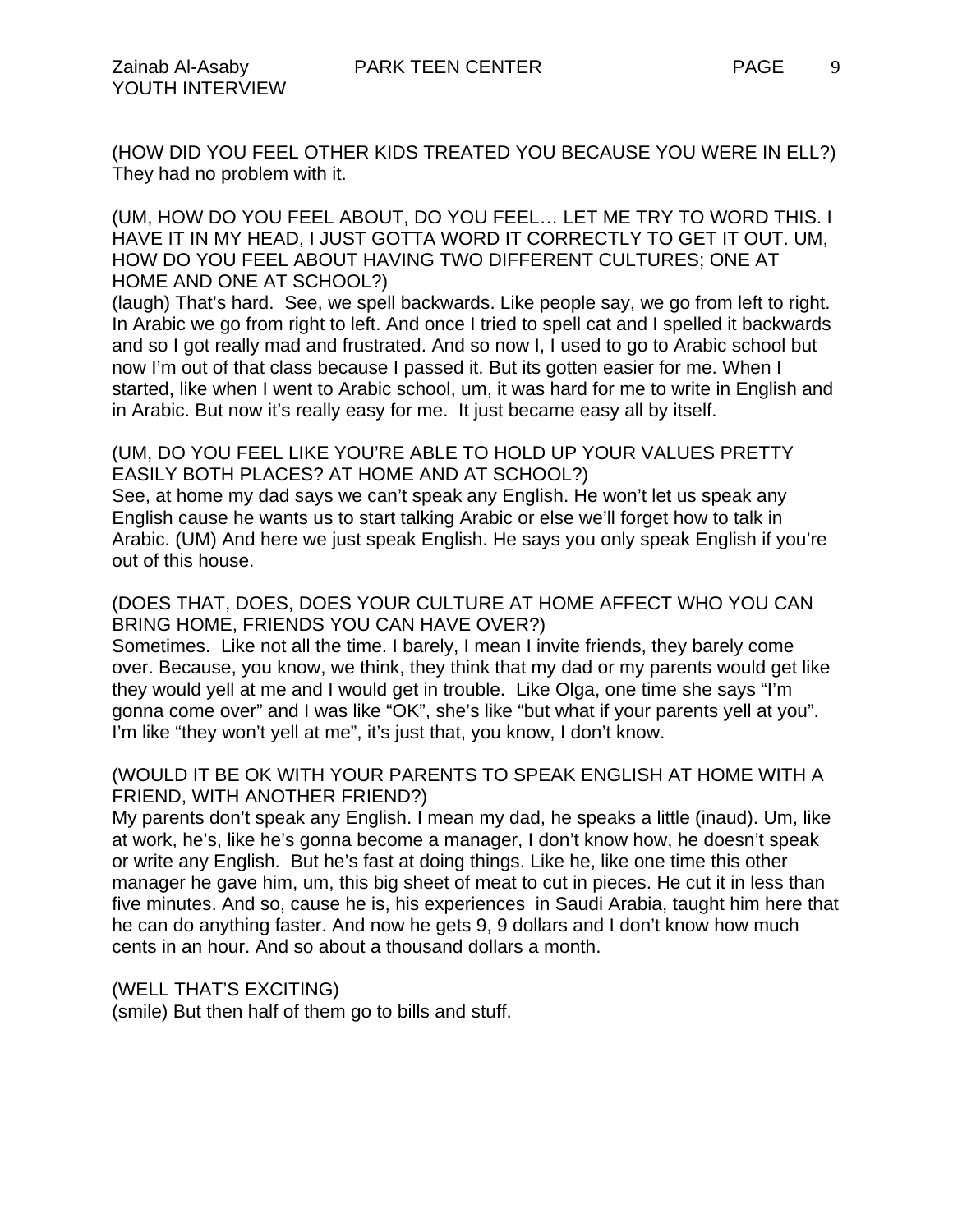(HOW DID YOU FEEL OTHER KIDS TREATED YOU BECAUSE YOU WERE IN ELL?)
They had no problem with it.

(UM, HOW DO YOU FEEL ABOUT, DO YOU FEEL… LET ME TRY TO WORD THIS. I HAVE IT IN MY HEAD, I JUST GOTTA WORD IT CORRECTLY TO GET IT OUT. UM, HOW DO YOU FEEL ABOUT HAVING TWO DIFFERENT CULTURES; ONE AT HOME AND ONE AT SCHOOL?)
(laugh) That's hard. See, we spell backwards. Like people say, we go from left to right. In Arabic we go from right to left. And once I tried to spell cat and I spelled it backwards and so I got really mad and frustrated. And so now I, I used to go to Arabic school but now I'm out of that class because I passed it. But its gotten easier for me. When I started, like when I went to Arabic school, um, it was hard for me to write in English and in Arabic. But now it's really easy for me. It just became easy all by itself.

(UM, DO YOU FEEL LIKE YOU'RE ABLE TO HOLD UP YOUR VALUES PRETTY EASILY BOTH PLACES? AT HOME AND AT SCHOOL?)
See, at home my dad says we can't speak any English. He won't let us speak any English cause he wants us to start talking Arabic or else we'll forget how to talk in Arabic. (UM) And here we just speak English. He says you only speak English if you're out of this house.

(DOES THAT, DOES, DOES YOUR CULTURE AT HOME AFFECT WHO YOU CAN BRING HOME, FRIENDS YOU CAN HAVE OVER?)
Sometimes. Like not all the time. I barely, I mean I invite friends, they barely come over. Because, you know, we think, they think that my dad or my parents would get like they would yell at me and I would get in trouble. Like Olga, one time she says "I'm gonna come over" and I was like "OK", she's like "but what if your parents yell at you". I'm like "they won't yell at me", it's just that, you know, I don't know.

(WOULD IT BE OK WITH YOUR PARENTS TO SPEAK ENGLISH AT HOME WITH A FRIEND, WITH ANOTHER FRIEND?)
My parents don't speak any English. I mean my dad, he speaks a little (inaud). Um, like at work, he's, like he's gonna become a manager, I don't know how, he doesn't speak or write any English. But he's fast at doing things. Like he, like one time this other manager he gave him, um, this big sheet of meat to cut in pieces. He cut it in less than five minutes. And so, cause he is, his experiences in Saudi Arabia, taught him here that he can do anything faster. And now he gets 9, 9 dollars and I don't know how much cents in an hour. And so about a thousand dollars a month.

(WELL THAT'S EXCITING)
(smile) But then half of them go to bills and stuff.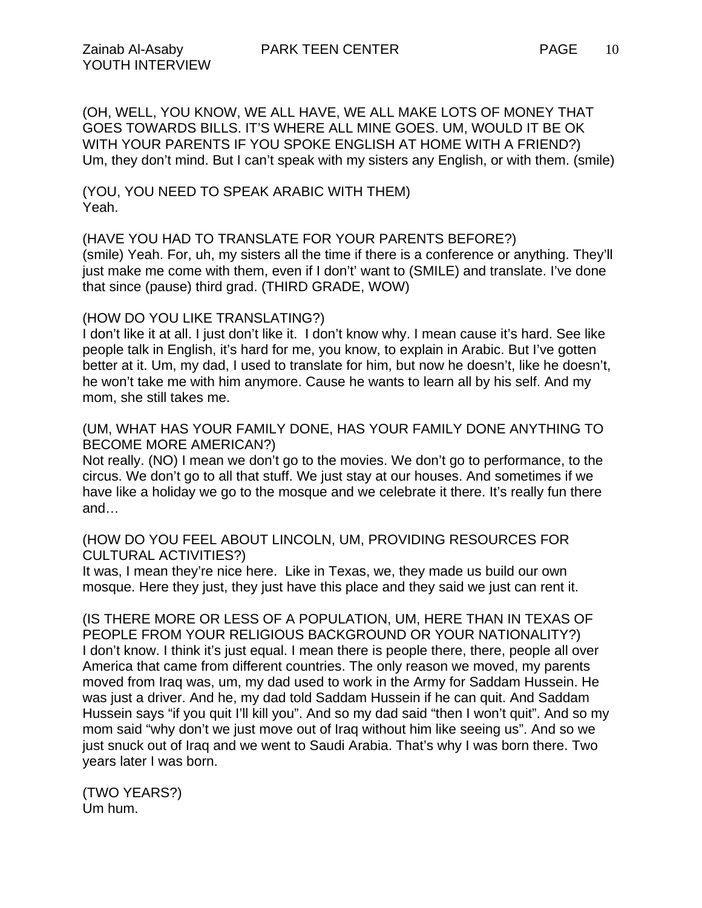(OH, WELL, YOU KNOW, WE ALL HAVE, WE ALL MAKE LOTS OF MONEY THAT GOES TOWARDS BILLS. IT'S WHERE ALL MINE GOES. UM, WOULD IT BE OK WITH YOUR PARENTS IF YOU SPOKE ENGLISH AT HOME WITH A FRIEND?)
Um, they don't mind. But I can't speak with my sisters any English, or with them. (smile)

(YOU, YOU NEED TO SPEAK ARABIC WITH THEM)
Yeah.

(HAVE YOU HAD TO TRANSLATE FOR YOUR PARENTS BEFORE?)
(smile) Yeah. For, uh, my sisters all the time if there is a conference or anything. They'll just make me come with them, even if I don't' want to (SMILE) and translate. I've done that since (pause) third grad. (THIRD GRADE, WOW)

(HOW DO YOU LIKE TRANSLATING?)
I don't like it at all. I just don't like it. I don't know why. I mean cause it's hard. See like people talk in English, it's hard for me, you know, to explain in Arabic. But I've gotten better at it. Um, my dad, I used to translate for him, but now he doesn't, like he doesn't, he won't take me with him anymore. Cause he wants to learn all by his self. And my mom, she still takes me.

(UM, WHAT HAS YOUR FAMILY DONE, HAS YOUR FAMILY DONE ANYTHING TO BECOME MORE AMERICAN?)
Not really. (NO) I mean we don't go to the movies. We don't go to performance, to the circus. We don't go to all that stuff. We just stay at our houses. And sometimes if we have like a holiday we go to the mosque and we celebrate it there. It's really fun there and…

(HOW DO YOU FEEL ABOUT LINCOLN, UM, PROVIDING RESOURCES FOR CULTURAL ACTIVITIES?)
It was, I mean they're nice here. Like in Texas, we, they made us build our own mosque. Here they just, they just have this place and they said we just can rent it.

(IS THERE MORE OR LESS OF A POPULATION, UM, HERE THAN IN TEXAS OF PEOPLE FROM YOUR RELIGIOUS BACKGROUND OR YOUR NATIONALITY?)
I don't know. I think it's just equal. I mean there is people there, there, people all over America that came from different countries. The only reason we moved, my parents moved from Iraq was, um, my dad used to work in the Army for Saddam Hussein. He was just a driver. And he, my dad told Saddam Hussein if he can quit. And Saddam Hussein says "if you quit I'll kill you". And so my dad said "then I won't quit". And so my mom said "why don't we just move out of Iraq without him like seeing us". And so we just snuck out of Iraq and we went to Saudi Arabia. That's why I was born there. Two years later I was born.

(TWO YEARS?)
Um hum.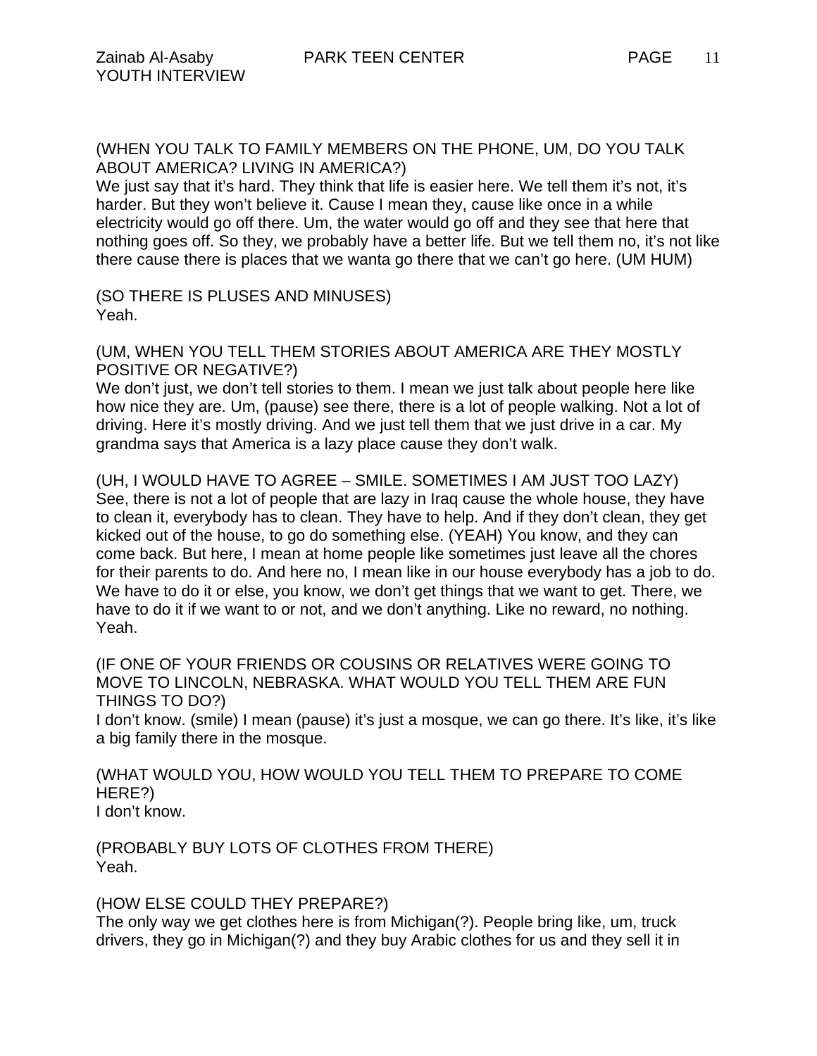(WHEN YOU TALK TO FAMILY MEMBERS ON THE PHONE, UM, DO YOU TALK ABOUT AMERICA? LIVING IN AMERICA?)
We just say that it's hard. They think that life is easier here. We tell them it's not, it's harder. But they won't believe it. Cause I mean they, cause like once in a while electricity would go off there. Um, the water would go off and they see that here that nothing goes off. So they, we probably have a better life. But we tell them no, it's not like there cause there is places that we wanta go there that we can't go here. (UM HUM)

(SO THERE IS PLUSES AND MINUSES)
Yeah.

(UM, WHEN YOU TELL THEM STORIES ABOUT AMERICA ARE THEY MOSTLY POSITIVE OR NEGATIVE?)
We don't just, we don't tell stories to them. I mean we just talk about people here like how nice they are. Um, (pause) see there, there is a lot of people walking. Not a lot of driving. Here it's mostly driving. And we just tell them that we just drive in a car. My grandma says that America is a lazy place cause they don't walk.

(UH, I WOULD HAVE TO AGREE – SMILE. SOMETIMES I AM JUST TOO LAZY)
See, there is not a lot of people that are lazy in Iraq cause the whole house, they have to clean it, everybody has to clean. They have to help. And if they don't clean, they get kicked out of the house, to go do something else. (YEAH) You know, and they can come back. But here, I mean at home people like sometimes just leave all the chores for their parents to do. And here no, I mean like in our house everybody has a job to do. We have to do it or else, you know, we don't get things that we want to get. There, we have to do it if we want to or not, and we don't anything. Like no reward, no nothing. Yeah.

(IF ONE OF YOUR FRIENDS OR COUSINS OR RELATIVES WERE GOING TO MOVE TO LINCOLN, NEBRASKA. WHAT WOULD YOU TELL THEM ARE FUN THINGS TO DO?)
I don't know. (smile) I mean (pause) it's just a mosque, we can go there. It's like, it's like a big family there in the mosque.

(WHAT WOULD YOU, HOW WOULD YOU TELL THEM TO PREPARE TO COME HERE?)
I don't know.

(PROBABLY BUY LOTS OF CLOTHES FROM THERE)
Yeah.

(HOW ELSE COULD THEY PREPARE?)
The only way we get clothes here is from Michigan(?). People bring like, um, truck drivers, they go in Michigan(?) and they buy Arabic clothes for us and they sell it in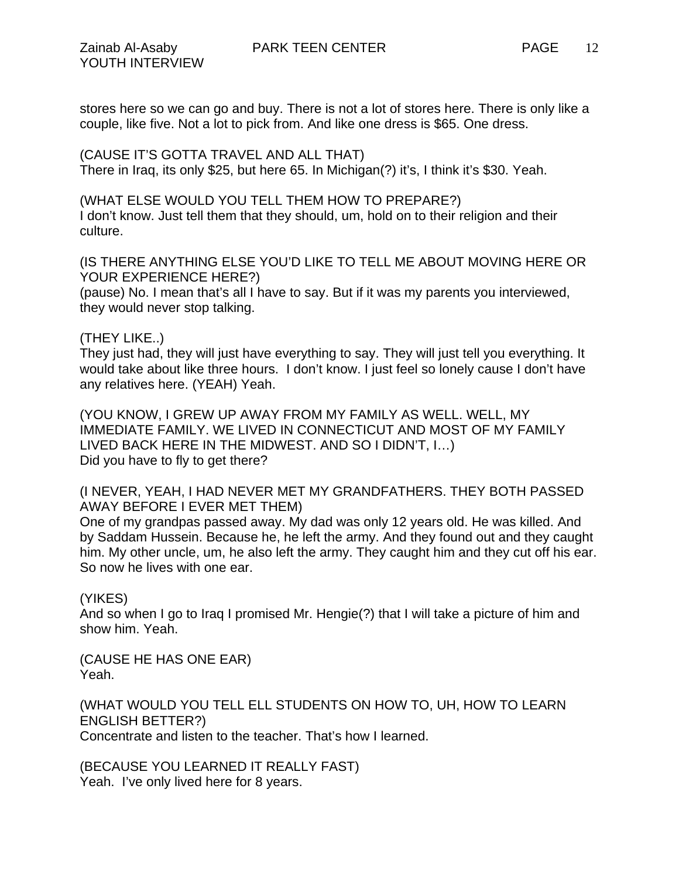stores here so we can go and buy. There is not a lot of stores here. There is only like a couple, like five. Not a lot to pick from. And like one dress is $65. One dress.

(CAUSE IT'S GOTTA TRAVEL AND ALL THAT)
There in Iraq, its only $25, but here 65. In Michigan(?) it's, I think it's $30. Yeah.

(WHAT ELSE WOULD YOU TELL THEM HOW TO PREPARE?)
I don't know. Just tell them that they should, um, hold on to their religion and their culture.

(IS THERE ANYTHING ELSE YOU'D LIKE TO TELL ME ABOUT MOVING HERE OR YOUR EXPERIENCE HERE?)
(pause) No. I mean that's all I have to say. But if it was my parents you interviewed, they would never stop talking.

(THEY LIKE..)
They just had, they will just have everything to say. They will just tell you everything. It would take about like three hours. I don't know. I just feel so lonely cause I don't have any relatives here. (YEAH) Yeah.

(YOU KNOW, I GREW UP AWAY FROM MY FAMILY AS WELL. WELL, MY IMMEDIATE FAMILY. WE LIVED IN CONNECTICUT AND MOST OF MY FAMILY LIVED BACK HERE IN THE MIDWEST. AND SO I DIDN'T, I…)
Did you have to fly to get there?

(I NEVER, YEAH, I HAD NEVER MET MY GRANDFATHERS. THEY BOTH PASSED AWAY BEFORE I EVER MET THEM)
One of my grandpas passed away. My dad was only 12 years old. He was killed. And by Saddam Hussein. Because he, he left the army. And they found out and they caught him. My other uncle, um, he also left the army. They caught him and they cut off his ear. So now he lives with one ear.

(YIKES)
And so when I go to Iraq I promised Mr. Hengie(?) that I will take a picture of him and show him. Yeah.

(CAUSE HE HAS ONE EAR)
Yeah.

(WHAT WOULD YOU TELL ELL STUDENTS ON HOW TO, UH, HOW TO LEARN ENGLISH BETTER?)
Concentrate and listen to the teacher. That's how I learned.

(BECAUSE YOU LEARNED IT REALLY FAST)
Yeah. I've only lived here for 8 years.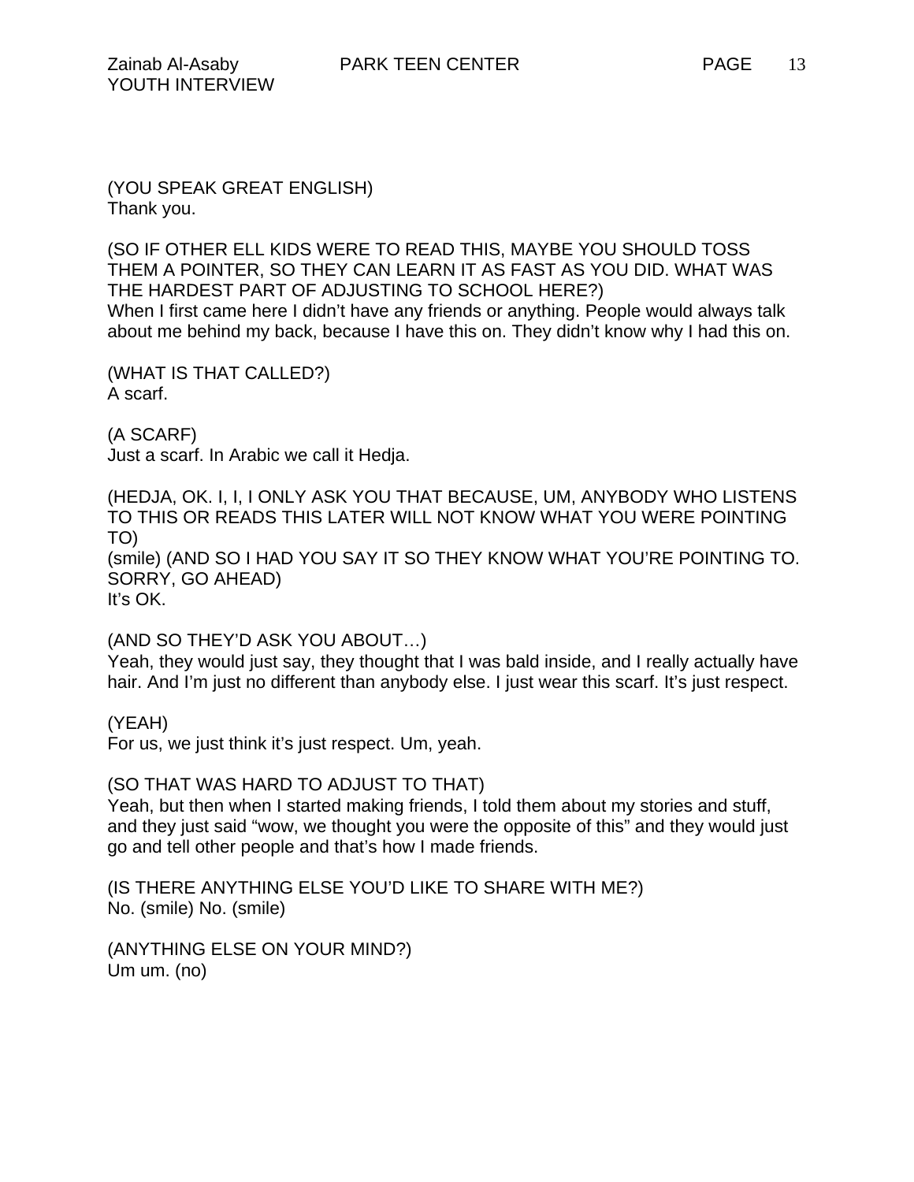(YOU SPEAK GREAT ENGLISH)
Thank you.

(SO IF OTHER ELL KIDS WERE TO READ THIS, MAYBE YOU SHOULD TOSS THEM A POINTER, SO THEY CAN LEARN IT AS FAST AS YOU DID. WHAT WAS THE HARDEST PART OF ADJUSTING TO SCHOOL HERE?)
When I first came here I didn't have any friends or anything. People would always talk about me behind my back, because I have this on. They didn't know why I had this on.

(WHAT IS THAT CALLED?)
A scarf.

(A SCARF)
Just a scarf. In Arabic we call it Hedja.

(HEDJA, OK. I, I, I ONLY ASK YOU THAT BECAUSE, UM, ANYBODY WHO LISTENS TO THIS OR READS THIS LATER WILL NOT KNOW WHAT YOU WERE POINTING TO)
(smile) (AND SO I HAD YOU SAY IT SO THEY KNOW WHAT YOU'RE POINTING TO. SORRY, GO AHEAD)
It's OK.

(AND SO THEY'D ASK YOU ABOUT…)
Yeah, they would just say, they thought that I was bald inside, and I really actually have hair. And I'm just no different than anybody else. I just wear this scarf. It's just respect.

(YEAH)
For us, we just think it's just respect. Um, yeah.

(SO THAT WAS HARD TO ADJUST TO THAT)
Yeah, but then when I started making friends, I told them about my stories and stuff, and they just said "wow, we thought you were the opposite of this" and they would just go and tell other people and that's how I made friends.

(IS THERE ANYTHING ELSE YOU'D LIKE TO SHARE WITH ME?)
No. (smile) No. (smile)

(ANYTHING ELSE ON YOUR MIND?)
Um um. (no)